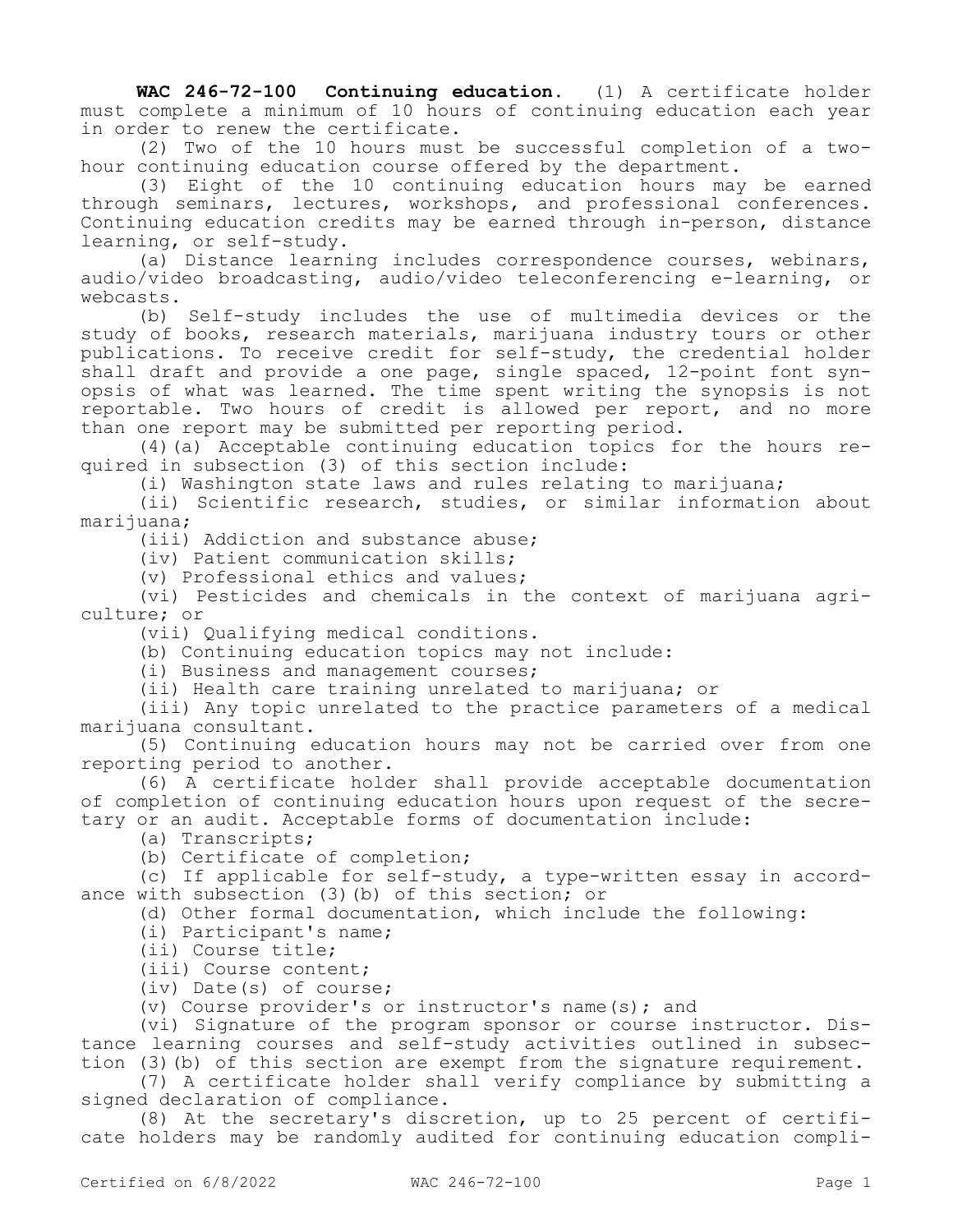**WAC 246-72-100 Continuing education.** (1) A certificate holder must complete a minimum of 10 hours of continuing education each year in order to renew the certificate.

(2) Two of the 10 hours must be successful completion of a two-hour continuing education course offered by the department.

(3) Eight of the 10 continuing education hours may be earned through seminars, lectures, workshops, and professional conferences. Continuing education credits may be earned through in-person, distance learning, or self-study.

(a) Distance learning includes correspondence courses, webinars, audio/video broadcasting, audio/video teleconferencing e-learning, or webcasts.

(b) Self-study includes the use of multimedia devices or the study of books, research materials, marijuana industry tours or other publications. To receive credit for self-study, the credential holder shall draft and provide a one page, single spaced, 12-point font synopsis of what was learned. The time spent writing the synopsis is not reportable. Two hours of credit is allowed per report, and no more than one report may be submitted per reporting period.

(4)(a) Acceptable continuing education topics for the hours required in subsection (3) of this section include:

(i) Washington state laws and rules relating to marijuana;

(ii) Scientific research, studies, or similar information about marijuana;

(iii) Addiction and substance abuse;

(iv) Patient communication skills;

(v) Professional ethics and values;

(vi) Pesticides and chemicals in the context of marijuana agriculture; or

(vii) Qualifying medical conditions.

(b) Continuing education topics may not include:

(i) Business and management courses;

(ii) Health care training unrelated to marijuana; or

(iii) Any topic unrelated to the practice parameters of a medical marijuana consultant.

(5) Continuing education hours may not be carried over from one reporting period to another.

(6) A certificate holder shall provide acceptable documentation of completion of continuing education hours upon request of the secretary or an audit. Acceptable forms of documentation include:

(a) Transcripts;

(b) Certificate of completion;

(c) If applicable for self-study, a type-written essay in accordance with subsection (3)(b) of this section; or

(d) Other formal documentation, which include the following:

(i) Participant's name;

(ii) Course title;

(iii) Course content;

(iv) Date(s) of course;

(v) Course provider's or instructor's name(s); and

(vi) Signature of the program sponsor or course instructor. Distance learning courses and self-study activities outlined in subsection (3)(b) of this section are exempt from the signature requirement.

(7) A certificate holder shall verify compliance by submitting a signed declaration of compliance.

(8) At the secretary's discretion, up to 25 percent of certificate holders may be randomly audited for continuing education compli-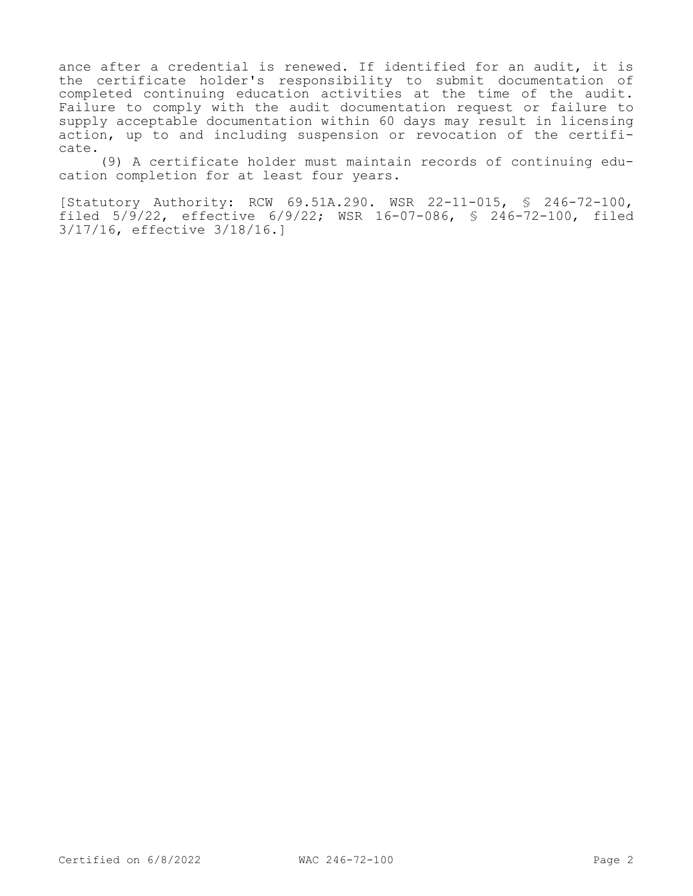ance after a credential is renewed. If identified for an audit, it is the certificate holder's responsibility to submit documentation of completed continuing education activities at the time of the audit. Failure to comply with the audit documentation request or failure to supply acceptable documentation within 60 days may result in licensing action, up to and including suspension or revocation of the certificate.

(9) A certificate holder must maintain records of continuing education completion for at least four years.

[Statutory Authority: RCW 69.51A.290. WSR 22-11-015, § 246-72-100, filed 5/9/22, effective 6/9/22; WSR 16-07-086, § 246-72-100, filed 3/17/16, effective 3/18/16.]